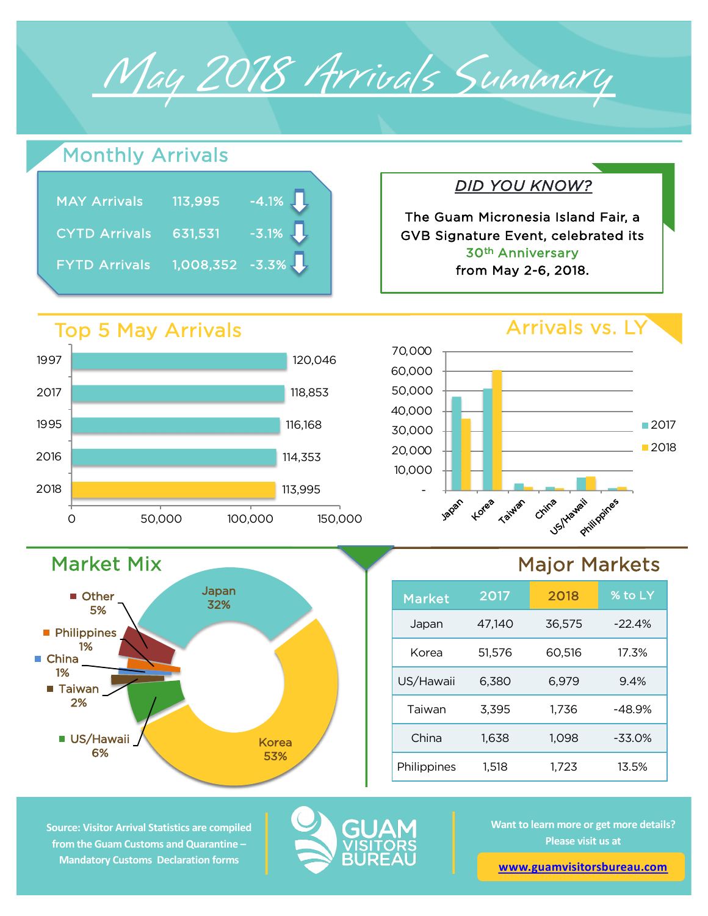# May 2018 Arrivals Summary

## Monthly Arrivals

| | | |
|---|---|---|
| MAY Arrivals | 113,995 | -4.1% |
| CYTD Arrivals | 631,531 | -3.1% |
| FYTD Arrivals | 1,008,352 | -3.3% |

### DID YOU KNOW?

The Guam Micronesia Island Fair, a GVB Signature Event, celebrated its 30th Anniversary from May 2-6, 2018.

## Top 5 May Arrivals

| Year | Arrivals |
|---|---|
| 1997 | 120,046 |
| 2017 | 118,853 |
| 1995 | 116,168 |
| 2016 | 114,353 |
| 2018 | 113,995 |

## Arrivals vs. LY

Chart comparing 2017 and 2018 arrivals for Japan, Korea, Taiwan, China, US/Hawaii, Philippines.

## Market Mix

- Japan 32%
- Korea 53%
- US/Hawaii 6%
- Taiwan 2%
- China 1%
- Philippines 1%
- Other 5%

## Major Markets

| Market | 2017 | 2018 | % to LY |
|---|---|---|---|
| Japan | 47,140 | 36,575 | -22.4% |
| Korea | 51,576 | 60,516 | 17.3% |
| US/Hawaii | 6,380 | 6,979 | 9.4% |
| Taiwan | 3,395 | 1,736 | -48.9% |
| China | 1,638 | 1,098 | -33.0% |
| Philippines | 1,518 | 1,723 | 13.5% |

Source: Visitor Arrival Statistics are compiled from the Guam Customs and Quarantine – Mandatory Customs Declaration forms

GUAM VISITORS BUREAU

Want to learn more or get more details? Please visit us at

www.guamvisitorsbureau.com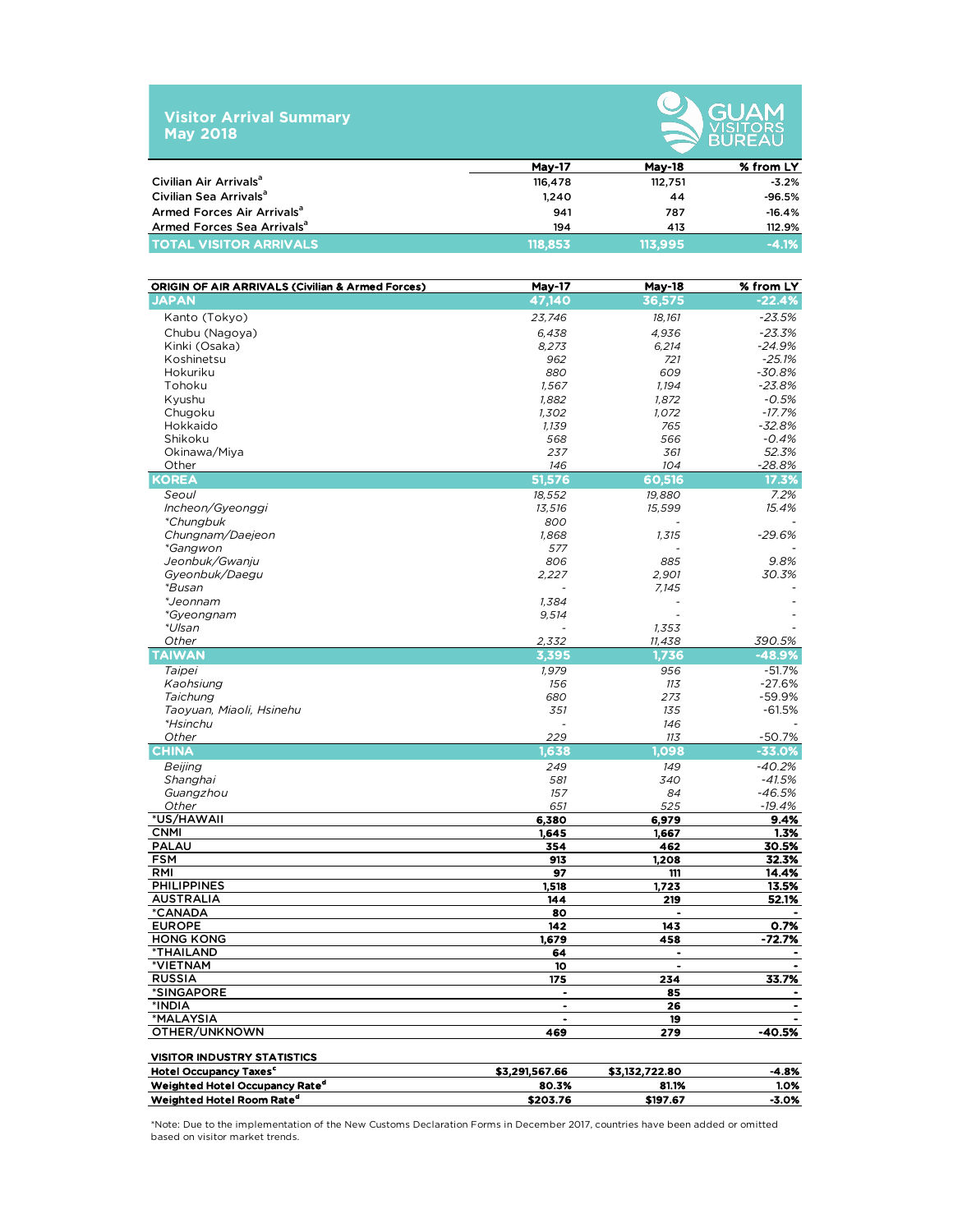# Visitor Arrival Summary
## May 2018

GUAM VISITORS BUREAU

| | May-17 | May-18 | % from LY |
|---|---|---|---|
| Civilian Air Arrivals[a] | 116,478 | 112,751 | -3.2% |
| Civilian Sea Arrivals[a] | 1,240 | 44 | -96.5% |
| Armed Forces Air Arrivals[a] | 941 | 787 | -16.4% |
| Armed Forces Sea Arrivals[a] | 194 | 413 | 112.9% |
| **TOTAL VISITOR ARRIVALS** | **118,853** | **113,995** | **-4.1%** |

| ORIGIN OF AIR ARRIVALS (Civilian & Armed Forces) | May-17 | May-18 | % from LY |
|---|---|---|---|
| **JAPAN** | **47,140** | **36,575** | **-22.4%** |
| Kanto (Tokyo) | 23,746 | 18,161 | -23.5% |
| Chubu (Nagoya) | 6,438 | 4,936 | -23.3% |
| Kinki (Osaka) | 8,273 | 6,214 | -24.9% |
| Koshinetsu | 962 | 721 | -25.1% |
| Hokuriku | 880 | 609 | -30.8% |
| Tohoku | 1,567 | 1,194 | -23.8% |
| Kyushu | 1,882 | 1,872 | -0.5% |
| Chugoku | 1,302 | 1,072 | -17.7% |
| Hokkaido | 1,139 | 765 | -32.8% |
| Shikoku | 568 | 566 | -0.4% |
| Okinawa/Miya | 237 | 361 | 52.3% |
| Other | 146 | 104 | -28.8% |
| **KOREA** | **51,576** | **60,516** | **17.3%** |
| *Seoul* | 18,552 | 19,880 | 7.2% |
| *Incheon/Gyeonggi* | 13,516 | 15,599 | 15.4% |
| *\*Chungbuk* | 800 | - | - |
| *Chungnam/Daejeon* | 1,868 | 1,315 | -29.6% |
| *\*Gangwon* | 577 | - | - |
| *Jeonbuk/Gwanju* | 806 | 885 | 9.8% |
| *Gyeonbuk/Daegu* | 2,227 | 2,901 | 30.3% |
| *\*Busan* | - | 7,145 | - |
| *\*Jeonnam* | 1,384 | - | - |
| *\*Gyeongnam* | 9,514 | - | - |
| *\*Ulsan* | - | 1,353 | - |
| *Other* | 2,332 | 11,438 | 390.5% |
| **TAIWAN** | **3,395** | **1,736** | **-48.9%** |
| *Taipei* | 1,979 | 956 | -51.7% |
| *Kaohsiung* | 156 | 113 | -27.6% |
| *Taichung* | 680 | 273 | -59.9% |
| *Taoyuan, Miaoli, Hsinehu* | 351 | 135 | -61.5% |
| *\*Hsinchu* | - | 146 | - |
| *Other* | 229 | 113 | -50.7% |
| **CHINA** | **1,638** | **1,098** | **-33.0%** |
| *Beijing* | 249 | 149 | -40.2% |
| *Shanghai* | 581 | 340 | -41.5% |
| *Guangzhou* | 157 | 84 | -46.5% |
| *Other* | 651 | 525 | -19.4% |
| **\*US/HAWAII** | **6,380** | **6,979** | **9.4%** |
| **CNMI** | **1,645** | **1,667** | **1.3%** |
| **PALAU** | **354** | **462** | **30.5%** |
| **FSM** | **913** | **1,208** | **32.3%** |
| **RMI** | **97** | **111** | **14.4%** |
| **PHILIPPINES** | **1,518** | **1,723** | **13.5%** |
| **AUSTRALIA** | **144** | **219** | **52.1%** |
| **\*CANADA** | **80** | **-** | **-** |
| **EUROPE** | **142** | **143** | **0.7%** |
| **HONG KONG** | **1,679** | **458** | **-72.7%** |
| **\*THAILAND** | **64** | **-** | **-** |
| **\*VIETNAM** | **10** | **-** | **-** |
| **RUSSIA** | **175** | **234** | **33.7%** |
| **\*SINGAPORE** | **-** | **85** | **-** |
| **\*INDIA** | **-** | **26** | **-** |
| **\*MALAYSIA** | **-** | **19** | **-** |
| **OTHER/UNKNOWN** | **469** | **279** | **-40.5%** |

| VISITOR INDUSTRY STATISTICS | | | |
|---|---|---|---|
| Hotel Occupancy Taxes[c] | $3,291,567.66 | $3,132,722.80 | -4.8% |
| Weighted Hotel Occupancy Rate[d] | 80.3% | 81.1% | 1.0% |
| Weighted Hotel Room Rate[d] | $203.76 | $197.67 | -3.0% |

*Note: Due to the implementation of the New Customs Declaration Forms in December 2017, countries have been added or omitted based on visitor market trends.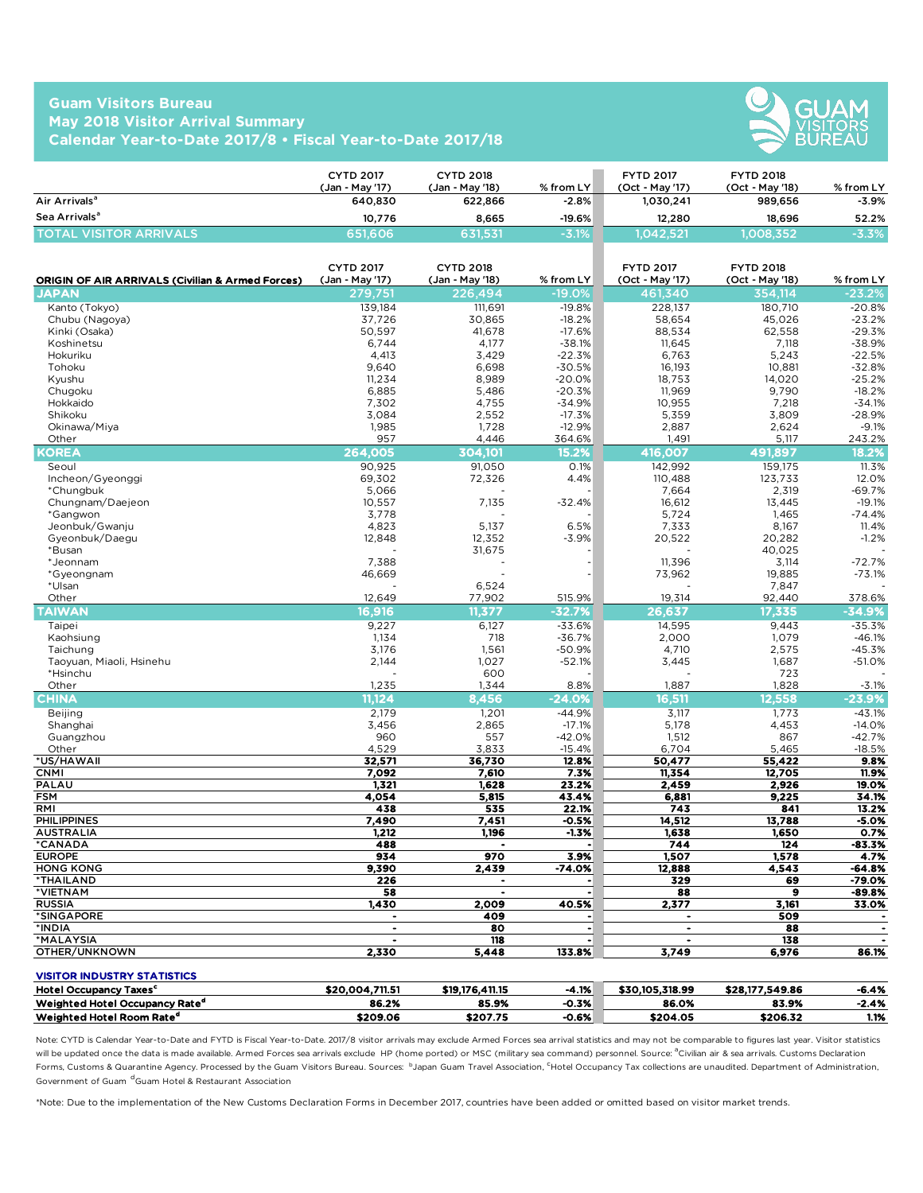# Guam Visitors Bureau
## May 2018 Visitor Arrival Summary
## Calendar Year-to-Date 2017/8 • Fiscal Year-to-Date 2017/18

| | CYTD 2017 (Jan - May '17) | CYTD 2018 (Jan - May '18) | % from LY | FYTD 2017 (Oct - May '17) | FYTD 2018 (Oct - May '18) | % from LY |
|---|---|---|---|---|---|---|
| Air Arrivals[a] | 640,830 | 622,866 | -2.8% | 1,030,241 | 989,656 | -3.9% |
| Sea Arrivals[a] | 10,776 | 8,665 | -19.6% | 12,280 | 18,696 | 52.2% |
| TOTAL VISITOR ARRIVALS | 651,606 | 631,531 | -3.1% | 1,042,521 | 1,008,352 | -3.3% |

| ORIGIN OF AIR ARRIVALS (Civilian & Armed Forces) | CYTD 2017 (Jan - May '17) | CYTD 2018 (Jan - May '18) | % from LY | FYTD 2017 (Oct - May '17) | FYTD 2018 (Oct - May '18) | % from LY |
|---|---|---|---|---|---|---|
| **JAPAN** | 279,751 | 226,494 | -19.0% | 461,340 | 354,114 | -23.2% |
| Kanto (Tokyo) | 139,184 | 111,691 | -19.8% | 228,137 | 180,710 | -20.8% |
| Chubu (Nagoya) | 37,726 | 30,865 | -18.2% | 58,654 | 45,026 | -23.2% |
| Kinki (Osaka) | 50,597 | 41,678 | -17.6% | 88,534 | 62,558 | -29.3% |
| Koshinetsu | 6,744 | 4,177 | -38.1% | 11,645 | 7,118 | -38.9% |
| Hokuriku | 4,413 | 3,429 | -22.3% | 6,763 | 5,243 | -22.5% |
| Tohoku | 9,640 | 6,698 | -30.5% | 16,193 | 10,881 | -32.8% |
| Kyushu | 11,234 | 8,989 | -20.0% | 18,753 | 14,020 | -25.2% |
| Chugoku | 6,885 | 5,486 | -20.3% | 11,969 | 9,790 | -18.2% |
| Hokkaido | 7,302 | 4,755 | -34.9% | 10,955 | 7,218 | -34.1% |
| Shikoku | 3,084 | 2,552 | -17.3% | 5,359 | 3,809 | -28.9% |
| Okinawa/Miya | 1,985 | 1,728 | -12.9% | 2,887 | 2,624 | -9.1% |
| Other | 957 | 4,446 | 364.6% | 1,491 | 5,117 | 243.2% |
| **KOREA** | 264,005 | 304,101 | 15.2% | 416,007 | 491,897 | 18.2% |
| Seoul | 90,925 | 91,050 | 0.1% | 142,992 | 159,175 | 11.3% |
| Incheon/Gyeonggi | 69,302 | 72,326 | 4.4% | 110,488 | 123,733 | 12.0% |
| *Chungbuk | 5,066 | - | - | 7,664 | 2,319 | -69.7% |
| Chungnam/Daejeon | 10,557 | 7,135 | -32.4% | 16,612 | 13,445 | -19.1% |
| *Gangwon | 3,778 | - | - | 5,724 | 1,465 | -74.4% |
| Jeonbuk/Gwanju | 4,823 | 5,137 | 6.5% | 7,333 | 8,167 | 11.4% |
| Gyeonbuk/Daegu | 12,848 | 12,352 | -3.9% | 20,522 | 20,282 | -1.2% |
| *Busan | - | 31,675 | - | - | 40,025 | - |
| *Jeonnam | 7,388 | - | - | 11,396 | 3,114 | -72.7% |
| *Gyeongnam | 46,669 | - | - | 73,962 | 19,885 | -73.1% |
| *Ulsan | - | 6,524 | | - | 7,847 | - |
| Other | 12,649 | 77,902 | 515.9% | 19,314 | 92,440 | 378.6% |
| **TAIWAN** | 16,916 | 11,377 | -32.7% | 26,637 | 17,335 | -34.9% |
| Taipei | 9,227 | 6,127 | -33.6% | 14,595 | 9,443 | -35.3% |
| Kaohsiung | 1,134 | 718 | -36.7% | 2,000 | 1,079 | -46.1% |
| Taichung | 3,176 | 1,561 | -50.9% | 4,710 | 2,575 | -45.3% |
| Taoyuan, Miaoli, Hsinehu | 2,144 | 1,027 | -52.1% | 3,445 | 1,687 | -51.0% |
| *Hsinchu | - | 600 | - | - | 723 | - |
| Other | 1,235 | 1,344 | 8.8% | 1,887 | 1,828 | -3.1% |
| **CHINA** | 11,124 | 8,456 | -24.0% | 16,511 | 12,558 | -23.9% |
| Beijing | 2,179 | 1,201 | -44.9% | 3,117 | 1,773 | -43.1% |
| Shanghai | 3,456 | 2,865 | -17.1% | 5,178 | 4,453 | -14.0% |
| Guangzhou | 960 | 557 | -42.0% | 1,512 | 867 | -42.7% |
| Other | 4,529 | 3,833 | -15.4% | 6,704 | 5,465 | -18.5% |
| **\*US/HAWAII** | 32,571 | 36,730 | 12.8% | 50,477 | 55,422 | 9.8% |
| **CNMI** | 7,092 | 7,610 | 7.3% | 11,354 | 12,705 | 11.9% |
| **PALAU** | 1,321 | 1,628 | 23.2% | 2,459 | 2,926 | 19.0% |
| **FSM** | 4,054 | 5,815 | 43.4% | 6,881 | 9,225 | 34.1% |
| **RMI** | 438 | 535 | 22.1% | 743 | 841 | 13.2% |
| **PHILIPPINES** | 7,490 | 7,451 | -0.5% | 14,512 | 13,788 | -5.0% |
| **AUSTRALIA** | 1,212 | 1,196 | -1.3% | 1,638 | 1,650 | 0.7% |
| **\*CANADA** | 488 | - | - | 744 | 124 | -83.3% |
| **EUROPE** | 934 | 970 | 3.9% | 1,507 | 1,578 | 4.7% |
| **HONG KONG** | 9,390 | 2,439 | -74.0% | 12,888 | 4,543 | -64.8% |
| **\*THAILAND** | 226 | - | - | 329 | 69 | -79.0% |
| **\*VIETNAM** | 58 | - | - | 88 | 9 | -89.8% |
| **RUSSIA** | 1,430 | 2,009 | 40.5% | 2,377 | 3,161 | 33.0% |
| **\*SINGAPORE** | - | 409 | - | - | 509 | - |
| **\*INDIA** | - | 80 | - | - | 88 | - |
| **\*MALAYSIA** | - | 118 | - | - | 138 | - |
| **OTHER/UNKNOWN** | 2,330 | 5,448 | 133.8% | 3,749 | 6,976 | 86.1% |

| VISITOR INDUSTRY STATISTICS | CYTD 2017 | CYTD 2018 | % from LY | FYTD 2017 | FYTD 2018 | % from LY |
|---|---|---|---|---|---|---|
| Hotel Occupancy Taxes[c] | $20,004,711.51 | $19,176,411.15 | -4.1% | $30,105,318.99 | $28,177,549.86 | -6.4% |
| Weighted Hotel Occupancy Rate[d] | 86.2% | 85.9% | -0.3% | 86.0% | 83.9% | -2.4% |
| Weighted Hotel Room Rate[d] | $209.06 | $207.75 | -0.6% | $204.05 | $206.32 | 1.1% |

Note: CYTD is Calendar Year-to-Date and FYTD is Fiscal Year-to-Date. 2017/8 visitor arrivals may exclude Armed Forces sea arrival statistics and may not be comparable to figures last year. Visitor statistics will be updated once the data is made available. Armed Forces sea arrivals exclude HP (home ported) or MSC (military sea command) personnel. Source: [a]Civilian air & sea arrivals. Customs Declaration Forms, Customs & Quarantine Agency. Processed by the Guam Visitors Bureau. Sources: [b]Japan Guam Travel Association, [c]Hotel Occupancy Tax collections are unaudited. Department of Administration, Government of Guam [d]Guam Hotel & Restaurant Association

*Note: Due to the implementation of the New Customs Declaration Forms in December 2017, countries have been added or omitted based on visitor market trends.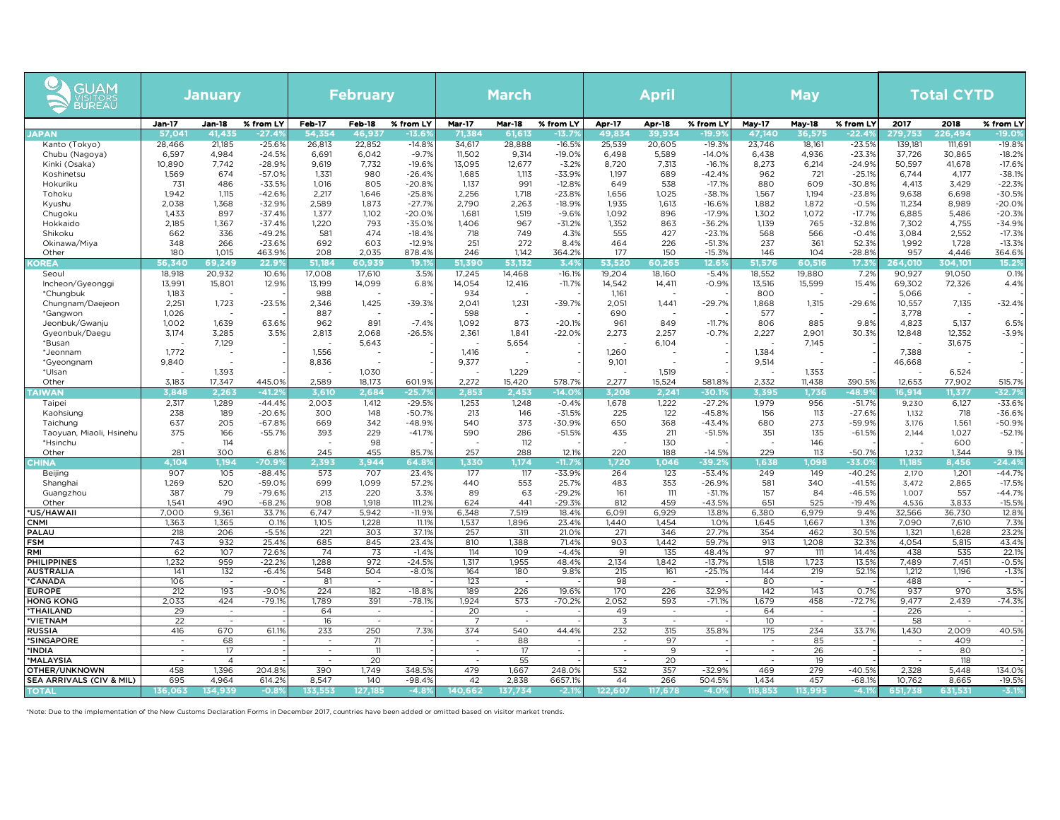| GUAM VISITORS BUREAU | January | | | February | | | March | | | April | | | May | | | Total CYTD | | |
|---|---|---|---|---|---|---|---|---|---|---|---|---|---|---|---|---|---|---|
| | Jan-17 | Jan-18 | % from LY | Feb-17 | Feb-18 | % from LY | Mar-17 | Mar-18 | % from LY | Apr-17 | Apr-18 | % from LY | May-17 | May-18 | % from LY | 2017 | 2018 | % from LY |
| JAPAN | 57,041 | 41,435 | -27.4% | 54,354 | 46,937 | -13.6% | 71,384 | 61,613 | -13.7% | 49,834 | 39,934 | -19.9% | 47,140 | 36,575 | -22.4% | 279,753 | 226,494 | -19.0% |
| Kanto (Tokyo) | 28,466 | 21,185 | -25.6% | 26,813 | 22,852 | -14.8% | 34,617 | 28,888 | -16.5% | 25,539 | 20,605 | -19.3% | 23,746 | 18,161 | -23.5% | 139,181 | 111,691 | -19.8% |
| Chubu (Nagoya) | 6,597 | 4,984 | -24.5% | 6,691 | 6,042 | -9.7% | 11,502 | 9,314 | -19.0% | 6,498 | 5,589 | -14.0% | 6,438 | 4,936 | -23.3% | 37,726 | 30,865 | -18.2% |
| Kinki (Osaka) | 10,890 | 7,742 | -28.9% | 9,619 | 7,732 | -19.6% | 13,095 | 12,677 | -3.2% | 8,720 | 7,313 | -16.1% | 8,273 | 6,214 | -24.9% | 50,597 | 41,678 | -17.6% |
| Koshinetsu | 1,569 | 674 | -57.0% | 1,331 | 980 | -26.4% | 1,685 | 1,113 | -33.9% | 1,197 | 689 | -42.4% | 962 | 721 | -25.1% | 6,744 | 4,177 | -38.1% |
| Hokuriku | 731 | 486 | -33.5% | 1,016 | 805 | -20.8% | 1,137 | 991 | -12.8% | 649 | 538 | -17.1% | 880 | 609 | -30.8% | 4,413 | 3,429 | -22.3% |
| Tohoku | 1,942 | 1,115 | -42.6% | 2,217 | 1,646 | -25.8% | 2,256 | 1,718 | -23.8% | 1,656 | 1,025 | -38.1% | 1,567 | 1,194 | -23.8% | 9,638 | 6,698 | -30.5% |
| Kyushu | 2,038 | 1,368 | -32.9% | 2,589 | 1,873 | -27.7% | 2,790 | 2,263 | -18.9% | 1,935 | 1,613 | -16.6% | 1,882 | 1,872 | -0.5% | 11,234 | 8,989 | -20.0% |
| Chugoku | 1,433 | 897 | -37.4% | 1,377 | 1,102 | -20.0% | 1,681 | 1,519 | -9.6% | 1,092 | 896 | -17.9% | 1,302 | 1,072 | -17.7% | 6,885 | 5,486 | -20.3% |
| Hokkaido | 2,185 | 1,367 | -37.4% | 1,220 | 793 | -35.0% | 1,406 | 967 | -31.2% | 1,352 | 863 | -36.2% | 1,139 | 765 | -32.8% | 7,302 | 4,755 | -34.9% |
| Shikoku | 662 | 336 | -49.2% | 581 | 474 | -18.4% | 718 | 749 | 4.3% | 555 | 427 | -23.1% | 568 | 566 | -0.4% | 3,084 | 2,552 | -17.3% |
| Okinawa/Miya | 348 | 266 | -23.6% | 692 | 603 | -12.9% | 251 | 272 | 8.4% | 464 | 226 | -51.3% | 237 | 361 | 52.3% | 1,992 | 1,728 | -13.3% |
| Other | 180 | 1,015 | 463.9% | 208 | 2,035 | 878.4% | 246 | 1,142 | 364.2% | 177 | 150 | -15.3% | 146 | 104 | -28.8% | 957 | 4,446 | 364.6% |
| KOREA | 56,340 | 69,249 | 22.9% | 51,184 | 60,939 | 19.1% | 51,390 | 53,132 | 3.4% | 53,520 | 60,265 | 12.6% | 51,576 | 60,516 | 17.3% | 264,010 | 304,101 | 15.2% |
| Seoul | 18,918 | 20,932 | 10.6% | 17,008 | 17,610 | 3.5% | 17,245 | 14,468 | -16.1% | 19,204 | 18,160 | -5.4% | 18,552 | 19,880 | 7.2% | 90,927 | 91,050 | 0.1% |
| Incheon/Gyeonggi | 13,991 | 15,801 | 12.9% | 13,199 | 14,099 | 6.8% | 14,054 | 12,416 | -11.7% | 14,542 | 14,411 | -0.9% | 13,516 | 15,599 | 15.4% | 69,302 | 72,326 | 4.4% |
| *Chungbuk | 1,183 | - | - | 988 | - | - | 934 | - | - | 1,161 | - | - | 800 | - | - | 5,066 | - | - |
| Chungnam/Daejeon | 2,251 | 1,723 | -23.5% | 2,346 | 1,425 | -39.3% | 2,041 | 1,231 | -39.7% | 2,051 | 1,441 | -29.7% | 1,868 | 1,315 | -29.6% | 10,557 | 7,135 | -32.4% |
| *Gangwon | 1,026 | - | - | 887 | - | - | 598 | - | - | 690 | - | - | 577 | - | - | 3,778 | - | - |
| Jeonbuk/Gwanju | 1,002 | 1,639 | 63.6% | 962 | 891 | -7.4% | 1,092 | 873 | -20.1% | 961 | 849 | -11.7% | 806 | 885 | 9.8% | 4,823 | 5,137 | 6.5% |
| Gyeonbuk/Daegu | 3,174 | 3,285 | 3.5% | 2,813 | 2,068 | -26.5% | 2,361 | 1,841 | -22.0% | 2,273 | 2,257 | -0.7% | 2,227 | 2,901 | 30.3% | 12,848 | 12,352 | -3.9% |
| *Busan | - | 7,129 | - | - | 5,643 | - | - | 5,654 | - | - | 6,104 | - | - | 7,145 | - | - | 31,675 | - |
| *Jeonnam | 1,772 | - | - | 1,556 | - | - | 1,416 | - | - | 1,260 | - | - | 1,384 | - | - | 7,388 | - | - |
| *Gyeongnam | 9,840 | - | - | 8,836 | - | - | 9,377 | - | - | 9,101 | - | - | 9,514 | - | - | 46,668 | - | - |
| *Ulsan | - | 1,393 | - | - | 1,030 | - | - | 1,229 | - | - | 1,519 | - | - | 1,353 | - | - | 6,524 | - |
| Other | 3,183 | 17,347 | 445.0% | 2,589 | 18,173 | 601.9% | 2,272 | 15,420 | 578.7% | 2,277 | 15,524 | 581.8% | 2,332 | 11,438 | 390.5% | 12,653 | 77,902 | 515.7% |
| TAIWAN | 3,848 | 2,263 | -41.2% | 3,610 | 2,684 | -25.7% | 2,853 | 2,453 | -14.0% | 3,208 | 2,241 | -30.1% | 3,395 | 1,736 | -48.9% | 16,914 | 11,377 | -32.7% |
| Taipei | 2,317 | 1,289 | -44.4% | 2,003 | 1,412 | -29.5% | 1,253 | 1,248 | -0.4% | 1,678 | 1,222 | -27.2% | 1,979 | 956 | -51.7% | 9,230 | 6,127 | -33.6% |
| Kaohsiung | 238 | 189 | -20.6% | 300 | 148 | -50.7% | 213 | 146 | -31.5% | 225 | 122 | -45.8% | 156 | 113 | -27.6% | 1,132 | 718 | -36.6% |
| Taichung | 637 | 205 | -67.8% | 669 | 342 | -48.9% | 540 | 373 | -30.9% | 650 | 368 | -43.4% | 680 | 273 | -59.9% | 3,176 | 1,561 | -50.9% |
| Taoyuan, Miaoli, Hsinehu | 375 | 166 | -55.7% | 393 | 229 | -41.7% | 590 | 286 | -51.5% | 435 | 211 | -51.5% | 351 | 135 | -61.5% | 2,144 | 1,027 | -52.1% |
| *Hsinchu | - | 114 | - | - | 98 | - | - | 112 | - | - | 130 | - | - | 146 | - | - | 600 | - |
| Other | 281 | 300 | 6.8% | 245 | 455 | 85.7% | 257 | 288 | 12.1% | 220 | 188 | -14.5% | 229 | 113 | -50.7% | 1,232 | 1,344 | 9.1% |
| CHINA | 4,104 | 1,194 | -70.9% | 2,393 | 3,944 | 64.8% | 1,330 | 1,174 | -11.7% | 1,720 | 1,046 | -39.2% | 1,638 | 1,098 | -33.0% | 11,185 | 8,456 | -24.4% |
| Beijing | 907 | 105 | -88.4% | 573 | 707 | 23.4% | 177 | 117 | -33.9% | 264 | 123 | -53.4% | 249 | 149 | -40.2% | 2,170 | 1,201 | -44.7% |
| Shanghai | 1,269 | 520 | -59.0% | 699 | 1,099 | 57.2% | 440 | 553 | 25.7% | 483 | 353 | -26.9% | 581 | 340 | -41.5% | 3,472 | 2,865 | -17.5% |
| Guangzhou | 387 | 79 | -79.6% | 213 | 220 | 3.3% | 89 | 63 | -29.2% | 161 | 111 | -31.1% | 157 | 84 | -46.5% | 1,007 | 557 | -44.7% |
| Other | 1,541 | 490 | -68.2% | 908 | 1,918 | 111.2% | 624 | 441 | -29.3% | 812 | 459 | -43.5% | 651 | 525 | -19.4% | 4,536 | 3,833 | -15.5% |
| *US/HAWAII | 7,000 | 9,361 | 33.7% | 6,747 | 5,942 | -11.9% | 6,348 | 7,519 | 18.4% | 6,091 | 6,929 | 13.8% | 6,380 | 6,979 | 9.4% | 32,566 | 36,730 | 12.8% |
| CNMI | 1,363 | 1,365 | 0.1% | 1,105 | 1,228 | 11.1% | 1,537 | 1,896 | 23.4% | 1,440 | 1,454 | 1.0% | 1,645 | 1,667 | 1.3% | 7,090 | 7,610 | 7.3% |
| PALAU | 218 | 206 | -5.5% | 221 | 303 | 37.1% | 257 | 311 | 21.0% | 271 | 346 | 27.7% | 354 | 462 | 30.5% | 1,321 | 1,628 | 23.2% |
| FSM | 743 | 932 | 25.4% | 685 | 845 | 23.4% | 810 | 1,388 | 71.4% | 903 | 1,442 | 59.7% | 913 | 1,208 | 32.3% | 4,054 | 5,815 | 43.4% |
| RMI | 62 | 107 | 72.6% | 74 | 73 | -1.4% | 114 | 109 | -4.4% | 91 | 135 | 48.4% | 97 | 111 | 14.4% | 438 | 535 | 22.1% |
| PHILIPPINES | 1,232 | 959 | -22.2% | 1,288 | 972 | -24.5% | 1,317 | 1,955 | 48.4% | 2,134 | 1,842 | -13.7% | 1,518 | 1,723 | 13.5% | 7,489 | 7,451 | -0.5% |
| AUSTRALIA | 141 | 132 | -6.4% | 548 | 504 | -8.0% | 164 | 180 | 9.8% | 215 | 161 | -25.1% | 144 | 219 | 52.1% | 1,212 | 1,196 | -1.3% |
| *CANADA | 106 | - | - | 81 | - | - | 123 | - | - | 98 | - | - | 80 | - | - | 488 | - | - |
| EUROPE | 212 | 193 | -9.0% | 224 | 182 | -18.8% | 189 | 226 | 19.6% | 170 | 226 | 32.9% | 142 | 143 | 0.7% | 937 | 970 | 3.5% |
| HONG KONG | 2,033 | 424 | -79.1% | 1,789 | 391 | -78.1% | 1,924 | 573 | -70.2% | 2,052 | 593 | -71.1% | 1,679 | 458 | -72.7% | 9,477 | 2,439 | -74.3% |
| *THAILAND | 29 | - | - | 64 | - | - | 20 | - | - | 49 | - | - | 64 | - | - | 226 | - | - |
| *VIETNAM | 22 | - | - | 16 | - | - | 7 | - | - | 3 | - | - | 10 | - | - | 58 | - | - |
| RUSSIA | 416 | 670 | 61.1% | 233 | 250 | 7.3% | 374 | 540 | 44.4% | 232 | 315 | 35.8% | 175 | 234 | 33.7% | 1,430 | 2,009 | 40.5% |
| *SINGAPORE | - | 68 | - | - | 71 | - | - | 88 | - | - | 97 | - | - | 85 | - | - | 409 | - |
| *INDIA | - | 17 | - | - | 11 | - | - | 17 | - | - | 9 | - | - | 26 | - | - | 80 | - |
| *MALAYSIA | - | 4 | - | - | 20 | - | - | 55 | - | - | 20 | - | - | 19 | - | - | 118 | - |
| OTHER/UNKNOWN | 458 | 1,396 | 204.8% | 390 | 1,749 | 348.5% | 479 | 1,667 | 248.0% | 532 | 357 | -32.9% | 469 | 279 | -40.5% | 2,328 | 5,448 | 134.0% |
| SEA ARRIVALS (CIV & MIL) | 695 | 4,964 | 614.2% | 8,547 | 140 | -98.4% | 42 | 2,838 | 6657.1% | 44 | 266 | 504.5% | 1,434 | 457 | -68.1% | 10,762 | 8,665 | -19.5% |
| TOTAL | 136,063 | 134,939 | -0.8% | 133,553 | 127,185 | -4.8% | 140,662 | 137,734 | -2.1% | 122,607 | 117,678 | -4.0% | 118,853 | 113,995 | -4.1% | 651,738 | 631,531 | -3.1% |

*Note: Due to the implementation of the New Customs Declaration Forms in December 2017, countries have been added or omitted based on visitor market trends.